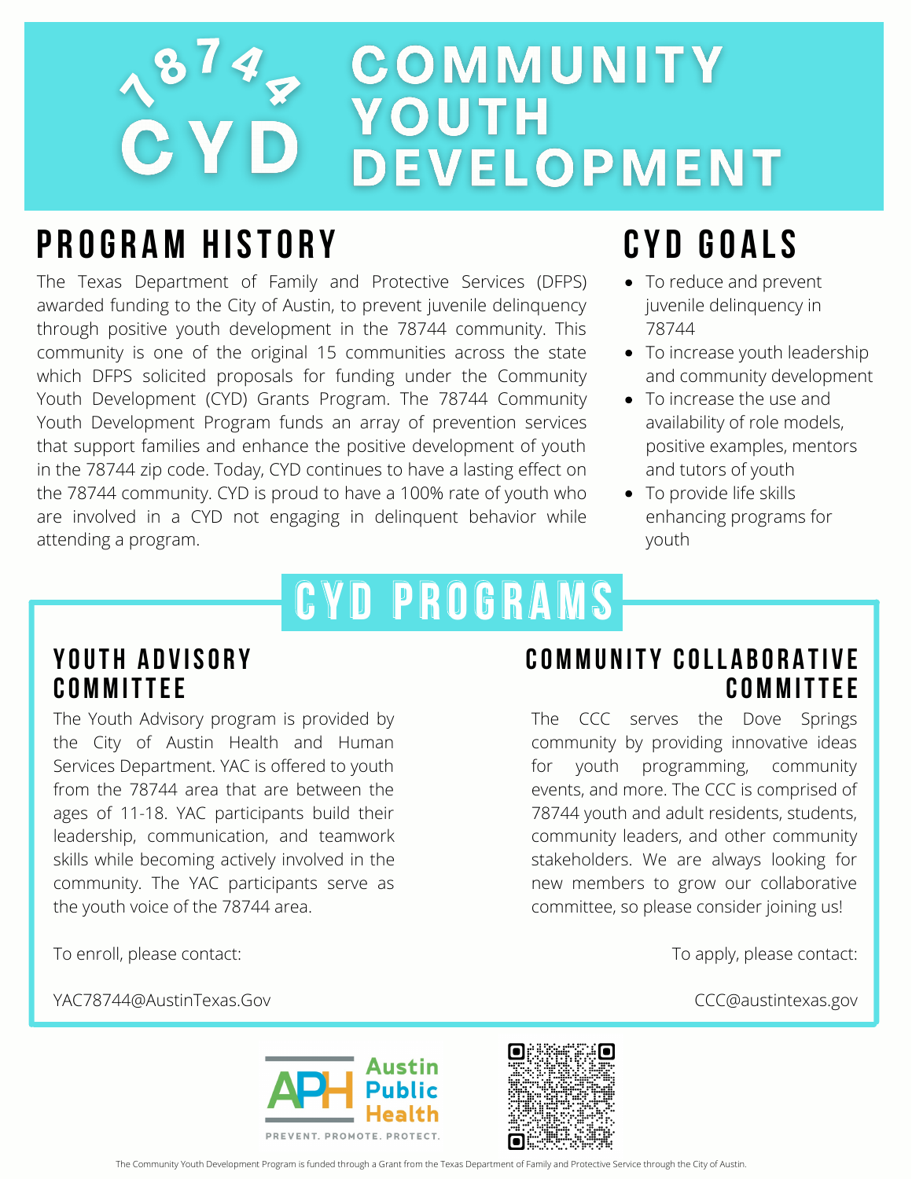# 78744 CYD COMMUNITY YOUTH DEVELOPMENT

## PROGRAM HISTORY

The Texas Department of Family and Protective Services (DFPS) awarded funding to the City of Austin, to prevent juvenile delinquency through positive youth development in the 78744 community. This community is one of the original 15 communities across the state which DFPS solicited proposals for funding under the Community Youth Development (CYD) Grants Program. The 78744 Community Youth Development Program funds an array of prevention services that support families and enhance the positive development of youth in the 78744 zip code. Today, CYD continues to have a lasting effect on the 78744 community. CYD is proud to have a 100% rate of youth who are involved in a CYD not engaging in delinquent behavior while attending a program.

## CYD GOALS

- To reduce and prevent juvenile delinquency in 78744
- To increase youth leadership and community development
- To increase the use and availability of role models, positive examples, mentors and tutors of youth
- To provide life skills enhancing programs for youth

## CYD PROGRAMS

### YOUTH ADVISORY COMMITTEE

The Youth Advisory program is provided by the City of Austin Health and Human Services Department. YAC is offered to youth from the 78744 area that are between the ages of 11-18. YAC participants build their leadership, communication, and teamwork skills while becoming actively involved in the community. The YAC participants serve as the youth voice of the 78744 area.

To enroll, please contact:

YAC78744@AustinTexas.Gov

### COMMUNITY COLLABORATIVE COMMITTEE

The CCC serves the Dove Springs community by providing innovative ideas for youth programming, community events, and more. The CCC is comprised of 78744 youth and adult residents, students, community leaders, and other community stakeholders. We are always looking for new members to grow our collaborative committee, so please consider joining us!

To apply, please contact:

CCC@austintexas.gov

APH Austin Public Health

PREVENT. PROMOTE. PROTECT.

The Community Youth Development Program is funded through a Grant from the Texas Department of Family and Protective Service through the City of Austin.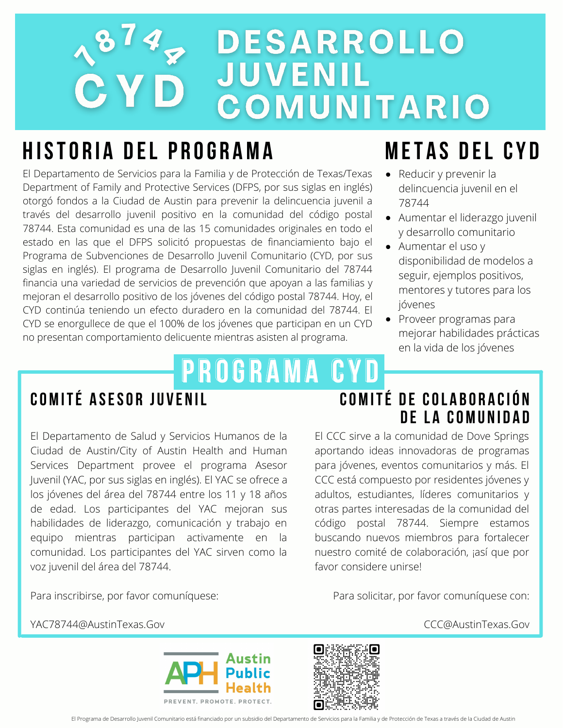# 78744 CYD DESARROLLO JUVENIL COMUNITARIO

## HISTORIA DEL PROGRAMA

El Departamento de Servicios para la Familia y de Protección de Texas/Texas Department of Family and Protective Services (DFPS, por sus siglas en inglés) otorgó fondos a la Ciudad de Austin para prevenir la delincuencia juvenil a través del desarrollo juvenil positivo en la comunidad del código postal 78744. Esta comunidad es una de las 15 comunidades originales en todo el estado en las que el DFPS solicitó propuestas de financiamiento bajo el Programa de Subvenciones de Desarrollo Juvenil Comunitario (CYD, por sus siglas en inglés). El programa de Desarrollo Juvenil Comunitario del 78744 financia una variedad de servicios de prevención que apoyan a las familias y mejoran el desarrollo positivo de los jóvenes del código postal 78744. Hoy, el CYD continúa teniendo un efecto duradero en la comunidad del 78744. El CYD se enorgullece de que el 100% de los jóvenes que participan en un CYD no presentan comportamiento delicuente mientras asisten al programa.

## METAS DEL CYD

- Reducir y prevenir la delincuencia juvenil en el 78744
- Aumentar el liderazgo juvenil y desarrollo comunitario
- Aumentar el uso y disponibilidad de modelos a seguir, ejemplos positivos, mentores y tutores para los jóvenes
- Proveer programas para mejorar habilidades prácticas en la vida de los jóvenes

## PROGRAMA CYD

### COMITÉ ASESOR JUVENIL

El Departamento de Salud y Servicios Humanos de la Ciudad de Austin/City of Austin Health and Human Services Department provee el programa Asesor Juvenil (YAC, por sus siglas en inglés). El YAC se ofrece a los jóvenes del área del 78744 entre los 11 y 18 años de edad. Los participantes del YAC mejoran sus habilidades de liderazgo, comunicación y trabajo en equipo mientras participan activamente en la comunidad. Los participantes del YAC sirven como la voz juvenil del área del 78744.

Para inscribirse, por favor comuníquese:

YAC78744@AustinTexas.Gov

### COMITÉ DE COLABORACIÓN DE LA COMUNIDAD

El CCC sirve a la comunidad de Dove Springs aportando ideas innovadoras de programas para jóvenes, eventos comunitarios y más. El CCC está compuesto por residentes jóvenes y adultos, estudiantes, líderes comunitarios y otras partes interesadas de la comunidad del código postal 78744. Siempre estamos buscando nuevos miembros para fortalecer nuestro comité de colaboración, ¡así que por favor considere unirse!

Para solicitar, por favor comuníquese con:

CCC@AustinTexas.Gov

APH Austin Public Health
PREVENT. PROMOTE. PROTECT.

El Programa de Desarrollo Juvenil Comunitario está financiado por un subsidio del Departamento de Servicios para la Familia y de Protección de Texas a través de la Ciudad de Austin